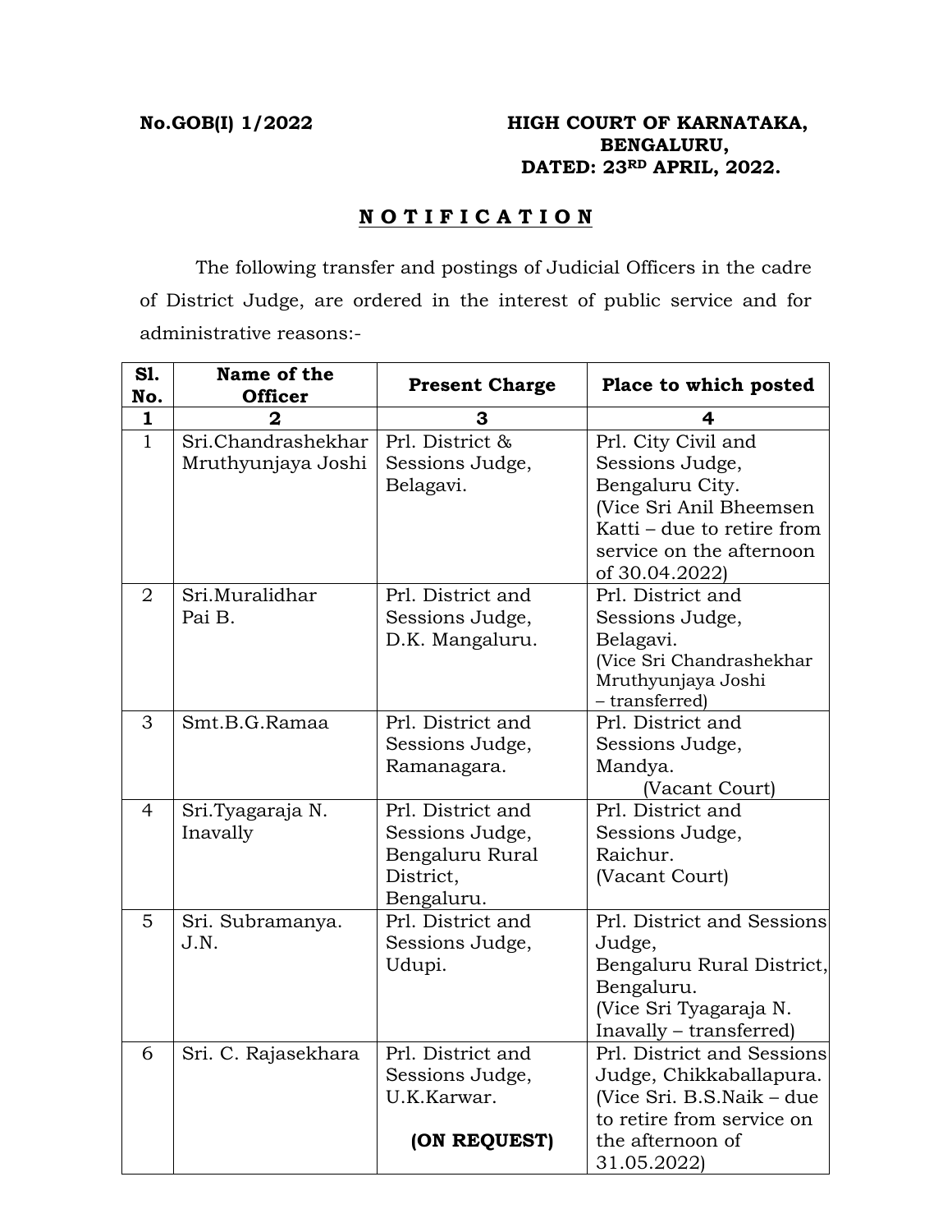**No.GOB(I) 1/2022**

**HIGH COURT OF KARNATAKA,**
**BENGALURU,**
**DATED: 23RD APRIL, 2022.**

## N O T I F I C A T I O N

The following transfer and postings of Judicial Officers in the cadre of District Judge, are ordered in the interest of public service and for administrative reasons:-

| Sl. No. | Name of the Officer | Present Charge | Place to which posted |
|---|---|---|---|
| 1 | 2 | 3 | 4 |
| 1 | Sri.Chandrashekhar Mruthyunjaya Joshi | Prl. District & Sessions Judge, Belagavi. | Prl. City Civil and Sessions Judge, Bengaluru City. (Vice Sri Anil Bheemsen Katti – due to retire from service on the afternoon of 30.04.2022) |
| 2 | Sri.Muralidhar Pai B. | Prl. District and Sessions Judge, D.K. Mangaluru. | Prl. District and Sessions Judge, Belagavi. (Vice Sri Chandrashekhar Mruthyunjaya Joshi – transferred) |
| 3 | Smt.B.G.Ramaa | Prl. District and Sessions Judge, Ramanagara. | Prl. District and Sessions Judge, Mandya. (Vacant Court) |
| 4 | Sri.Tyagaraja N. Inavally | Prl. District and Sessions Judge, Bengaluru Rural District, Bengaluru. | Prl. District and Sessions Judge, Raichur. (Vacant Court) |
| 5 | Sri. Subramanya. J.N. | Prl. District and Sessions Judge, Udupi. | Prl. District and Sessions Judge, Bengaluru Rural District, Bengaluru. (Vice Sri Tyagaraja N. Inavally – transferred) |
| 6 | Sri. C. Rajasekhara | Prl. District and Sessions Judge, U.K.Karwar. **(ON REQUEST)** | Prl. District and Sessions Judge, Chikkaballapura. (Vice Sri. B.S.Naik – due to retire from service on the afternoon of 31.05.2022) |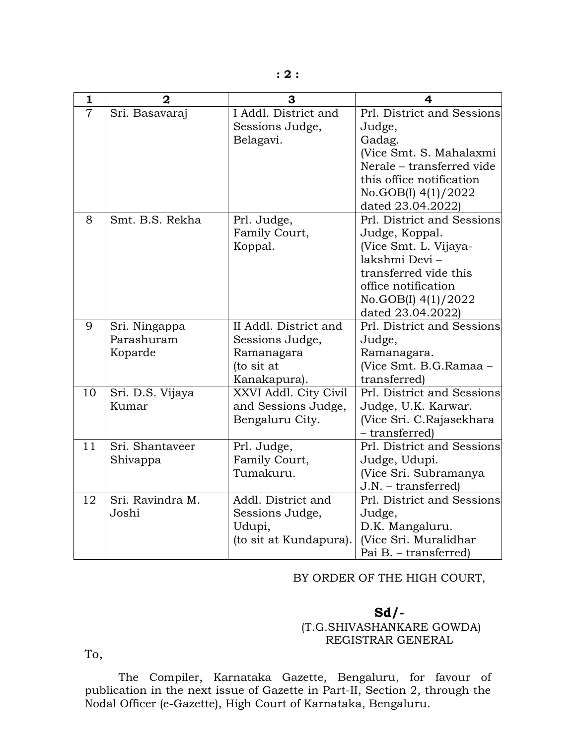| 1 | 2 | 3 | 4 |
|---|---|---|---|
| 7 | Sri. Basavaraj | I Addl. District and Sessions Judge, Belagavi. | Prl. District and Sessions Judge, Gadag. (Vice Smt. S. Mahalaxmi Nerale – transferred vide this office notification No.GOB(I) 4(1)/2022 dated 23.04.2022) |
| 8 | Smt. B.S. Rekha | Prl. Judge, Family Court, Koppal. | Prl. District and Sessions Judge, Koppal. (Vice Smt. L. Vijaya-lakshmi Devi – transferred vide this office notification No.GOB(I) 4(1)/2022 dated 23.04.2022) |
| 9 | Sri. Ningappa Parashuram Koparde | II Addl. District and Sessions Judge, Ramanagara (to sit at Kanakapura). | Prl. District and Sessions Judge, Ramanagara. (Vice Smt. B.G.Ramaa – transferred) |
| 10 | Sri. D.S. Vijaya Kumar | XXVI Addl. City Civil and Sessions Judge, Bengaluru City. | Prl. District and Sessions Judge, U.K. Karwar. (Vice Sri. C.Rajasekhara – transferred) |
| 11 | Sri. Shantaveer Shivappa | Prl. Judge, Family Court, Tumakuru. | Prl. District and Sessions Judge, Udupi. (Vice Sri. Subramanya J.N. – transferred) |
| 12 | Sri. Ravindra M. Joshi | Addl. District and Sessions Judge, Udupi, (to sit at Kundapura). | Prl. District and Sessions Judge, D.K. Mangaluru. (Vice Sri. Muralidhar Pai B. – transferred) |

BY ORDER OF THE HIGH COURT,

**Sd/-**
(T.G.SHIVASHANKARE GOWDA)
REGISTRAR GENERAL

To,

The Compiler, Karnataka Gazette, Bengaluru, for favour of publication in the next issue of Gazette in Part-II, Section 2, through the Nodal Officer (e-Gazette), High Court of Karnataka, Bengaluru.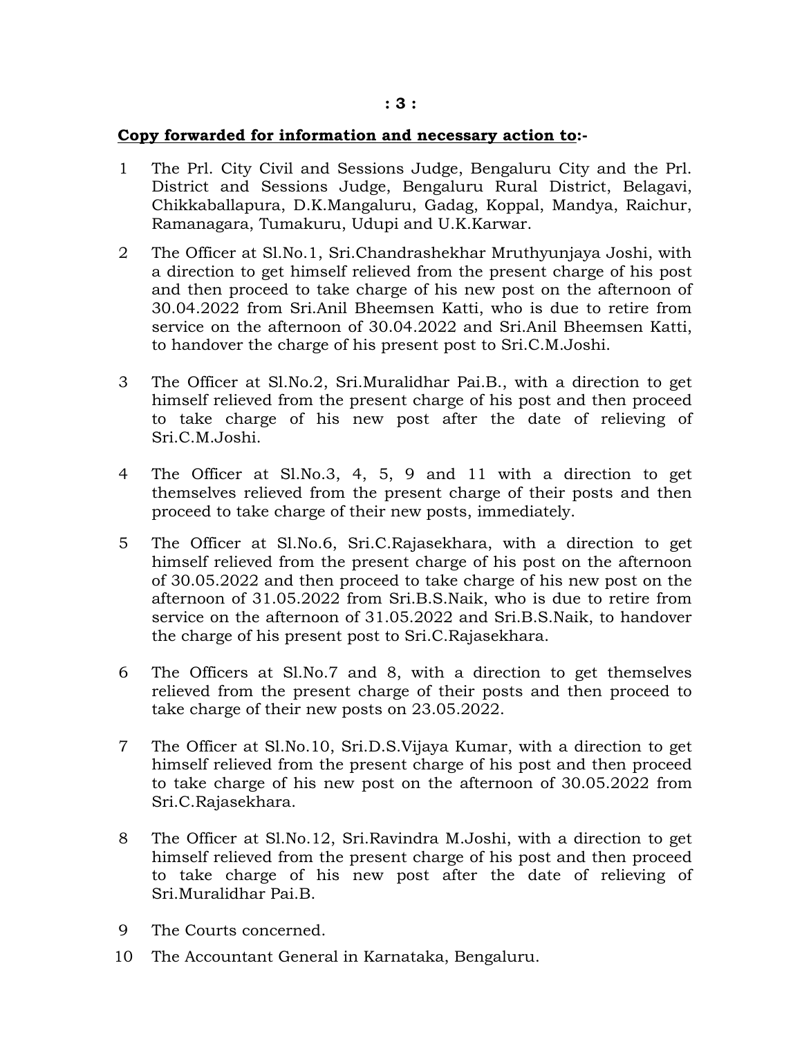**Copy forwarded for information and necessary action to:-**

1. The Prl. City Civil and Sessions Judge, Bengaluru City and the Prl. District and Sessions Judge, Bengaluru Rural District, Belagavi, Chikkaballapura, D.K.Mangaluru, Gadag, Koppal, Mandya, Raichur, Ramanagara, Tumakuru, Udupi and U.K.Karwar.

2. The Officer at Sl.No.1, Sri.Chandrashekhar Mruthyunjaya Joshi, with a direction to get himself relieved from the present charge of his post and then proceed to take charge of his new post on the afternoon of 30.04.2022 from Sri.Anil Bheemsen Katti, who is due to retire from service on the afternoon of 30.04.2022 and Sri.Anil Bheemsen Katti, to handover the charge of his present post to Sri.C.M.Joshi.

3. The Officer at Sl.No.2, Sri.Muralidhar Pai.B., with a direction to get himself relieved from the present charge of his post and then proceed to take charge of his new post after the date of relieving of Sri.C.M.Joshi.

4. The Officer at Sl.No.3, 4, 5, 9 and 11 with a direction to get themselves relieved from the present charge of their posts and then proceed to take charge of their new posts, immediately.

5. The Officer at Sl.No.6, Sri.C.Rajasekhara, with a direction to get himself relieved from the present charge of his post on the afternoon of 30.05.2022 and then proceed to take charge of his new post on the afternoon of 31.05.2022 from Sri.B.S.Naik, who is due to retire from service on the afternoon of 31.05.2022 and Sri.B.S.Naik, to handover the charge of his present post to Sri.C.Rajasekhara.

6. The Officers at Sl.No.7 and 8, with a direction to get themselves relieved from the present charge of their posts and then proceed to take charge of their new posts on 23.05.2022.

7. The Officer at Sl.No.10, Sri.D.S.Vijaya Kumar, with a direction to get himself relieved from the present charge of his post and then proceed to take charge of his new post on the afternoon of 30.05.2022 from Sri.C.Rajasekhara.

8. The Officer at Sl.No.12, Sri.Ravindra M.Joshi, with a direction to get himself relieved from the present charge of his post and then proceed to take charge of his new post after the date of relieving of Sri.Muralidhar Pai.B.

9. The Courts concerned.

10. The Accountant General in Karnataka, Bengaluru.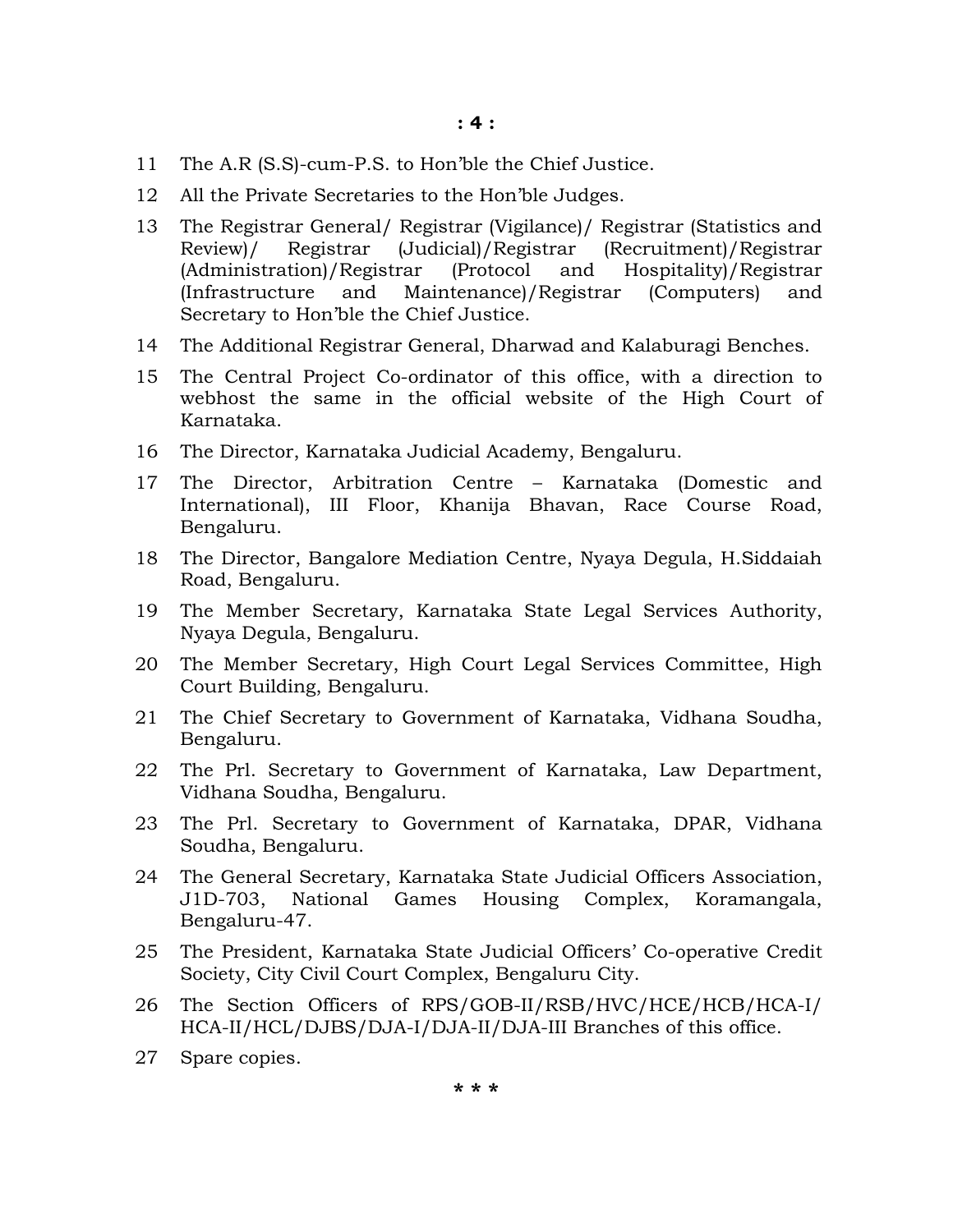11 The A.R (S.S)-cum-P.S. to Hon'ble the Chief Justice.

12 All the Private Secretaries to the Hon'ble Judges.

13 The Registrar General/ Registrar (Vigilance)/ Registrar (Statistics and Review)/ Registrar (Judicial)/Registrar (Recruitment)/Registrar (Administration)/Registrar (Protocol and Hospitality)/Registrar (Infrastructure and Maintenance)/Registrar (Computers) and Secretary to Hon'ble the Chief Justice.

14 The Additional Registrar General, Dharwad and Kalaburagi Benches.

15 The Central Project Co-ordinator of this office, with a direction to webhost the same in the official website of the High Court of Karnataka.

16 The Director, Karnataka Judicial Academy, Bengaluru.

17 The Director, Arbitration Centre – Karnataka (Domestic and International), III Floor, Khanija Bhavan, Race Course Road, Bengaluru.

18 The Director, Bangalore Mediation Centre, Nyaya Degula, H.Siddaiah Road, Bengaluru.

19 The Member Secretary, Karnataka State Legal Services Authority, Nyaya Degula, Bengaluru.

20 The Member Secretary, High Court Legal Services Committee, High Court Building, Bengaluru.

21 The Chief Secretary to Government of Karnataka, Vidhana Soudha, Bengaluru.

22 The Prl. Secretary to Government of Karnataka, Law Department, Vidhana Soudha, Bengaluru.

23 The Prl. Secretary to Government of Karnataka, DPAR, Vidhana Soudha, Bengaluru.

24 The General Secretary, Karnataka State Judicial Officers Association, J1D-703, National Games Housing Complex, Koramangala, Bengaluru-47.

25 The President, Karnataka State Judicial Officers' Co-operative Credit Society, City Civil Court Complex, Bengaluru City.

26 The Section Officers of RPS/GOB-II/RSB/HVC/HCE/HCB/HCA-I/HCA-II/HCL/DJBS/DJA-I/DJA-II/DJA-III Branches of this office.

27 Spare copies.

\* \* \*